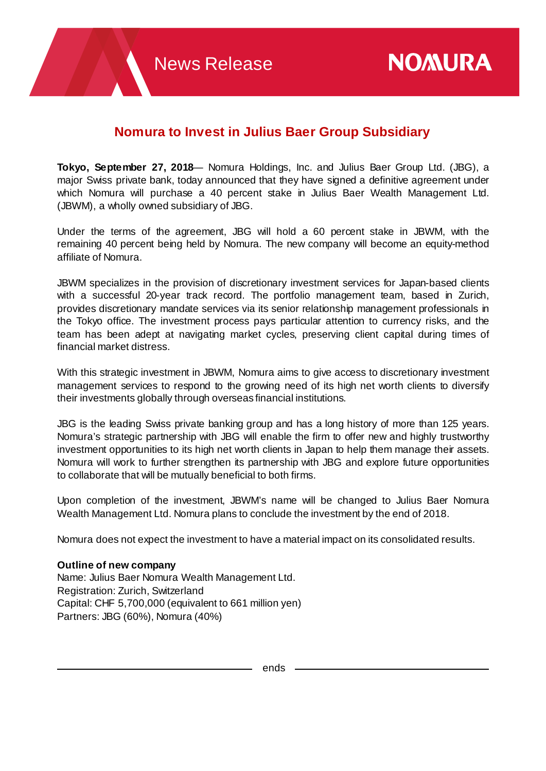News Release

NOMURA

# Nomura to Invest in Julius Baer Group Subsidiary

**Tokyo, September 27, 2018**— Nomura Holdings, Inc. and Julius Baer Group Ltd. (JBG), a major Swiss private bank, today announced that they have signed a definitive agreement under which Nomura will purchase a 40 percent stake in Julius Baer Wealth Management Ltd. (JBWM), a wholly owned subsidiary of JBG.

Under the terms of the agreement, JBG will hold a 60 percent stake in JBWM, with the remaining 40 percent being held by Nomura. The new company will become an equity-method affiliate of Nomura.

JBWM specializes in the provision of discretionary investment services for Japan-based clients with a successful 20-year track record. The portfolio management team, based in Zurich, provides discretionary mandate services via its senior relationship management professionals in the Tokyo office. The investment process pays particular attention to currency risks, and the team has been adept at navigating market cycles, preserving client capital during times of financial market distress.

With this strategic investment in JBWM, Nomura aims to give access to discretionary investment management services to respond to the growing need of its high net worth clients to diversify their investments globally through overseas financial institutions.

JBG is the leading Swiss private banking group and has a long history of more than 125 years. Nomura's strategic partnership with JBG will enable the firm to offer new and highly trustworthy investment opportunities to its high net worth clients in Japan to help them manage their assets. Nomura will work to further strengthen its partnership with JBG and explore future opportunities to collaborate that will be mutually beneficial to both firms.

Upon completion of the investment, JBWM's name will be changed to Julius Baer Nomura Wealth Management Ltd. Nomura plans to conclude the investment by the end of 2018.

Nomura does not expect the investment to have a material impact on its consolidated results.

**Outline of new company**
Name: Julius Baer Nomura Wealth Management Ltd.
Registration: Zurich, Switzerland
Capital: CHF 5,700,000 (equivalent to 661 million yen)
Partners: JBG (60%), Nomura (40%)

ends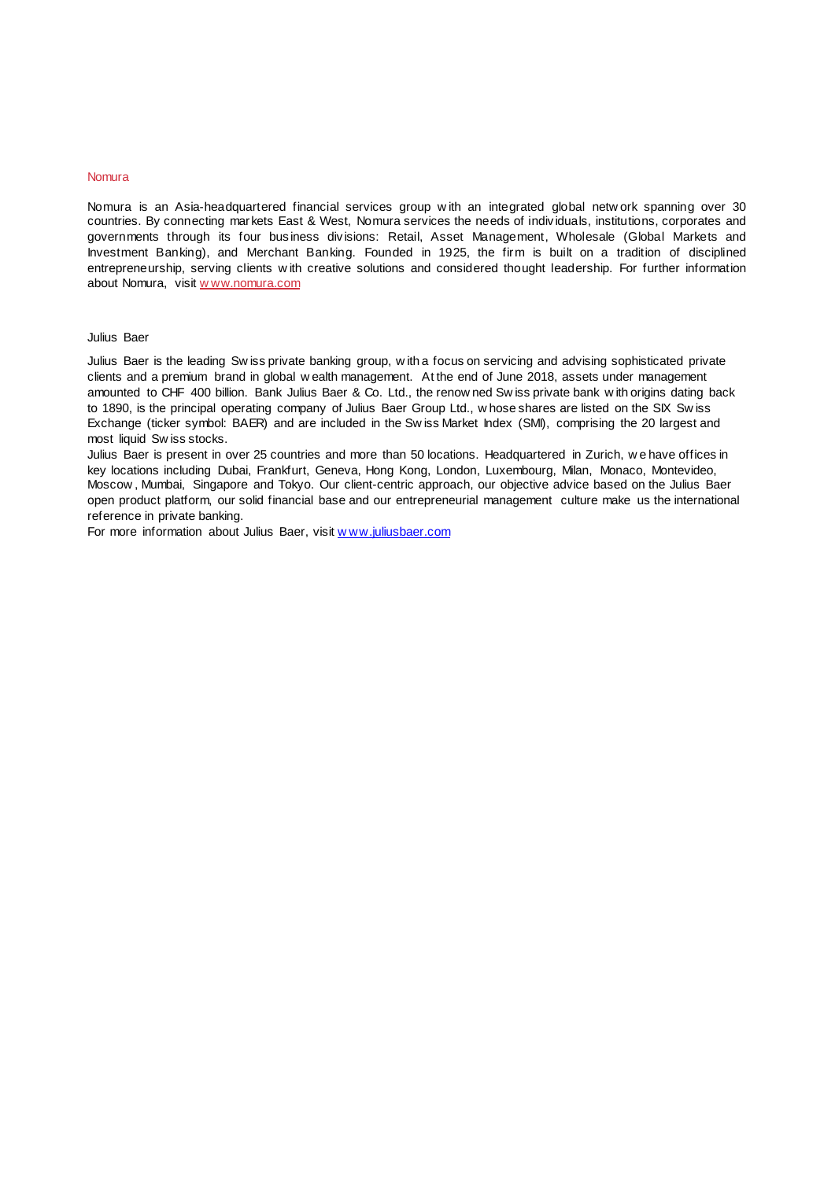## Nomura

Nomura is an Asia-headquartered financial services group with an integrated global network spanning over 30 countries. By connecting markets East & West, Nomura services the needs of individuals, institutions, corporates and governments through its four business divisions: Retail, Asset Management, Wholesale (Global Markets and Investment Banking), and Merchant Banking. Founded in 1925, the firm is built on a tradition of disciplined entrepreneurship, serving clients with creative solutions and considered thought leadership. For further information about Nomura, visit www.nomura.com

## Julius Baer

Julius Baer is the leading Swiss private banking group, with a focus on servicing and advising sophisticated private clients and a premium brand in global wealth management. At the end of June 2018, assets under management amounted to CHF 400 billion. Bank Julius Baer & Co. Ltd., the renowned Swiss private bank with origins dating back to 1890, is the principal operating company of Julius Baer Group Ltd., whose shares are listed on the SIX Swiss Exchange (ticker symbol: BAER) and are included in the Swiss Market Index (SMI), comprising the 20 largest and most liquid Swiss stocks.

Julius Baer is present in over 25 countries and more than 50 locations. Headquartered in Zurich, we have offices in key locations including Dubai, Frankfurt, Geneva, Hong Kong, London, Luxembourg, Milan, Monaco, Montevideo, Moscow, Mumbai, Singapore and Tokyo. Our client-centric approach, our objective advice based on the Julius Baer open product platform, our solid financial base and our entrepreneurial management culture make us the international reference in private banking.

For more information about Julius Baer, visit www.juliusbaer.com